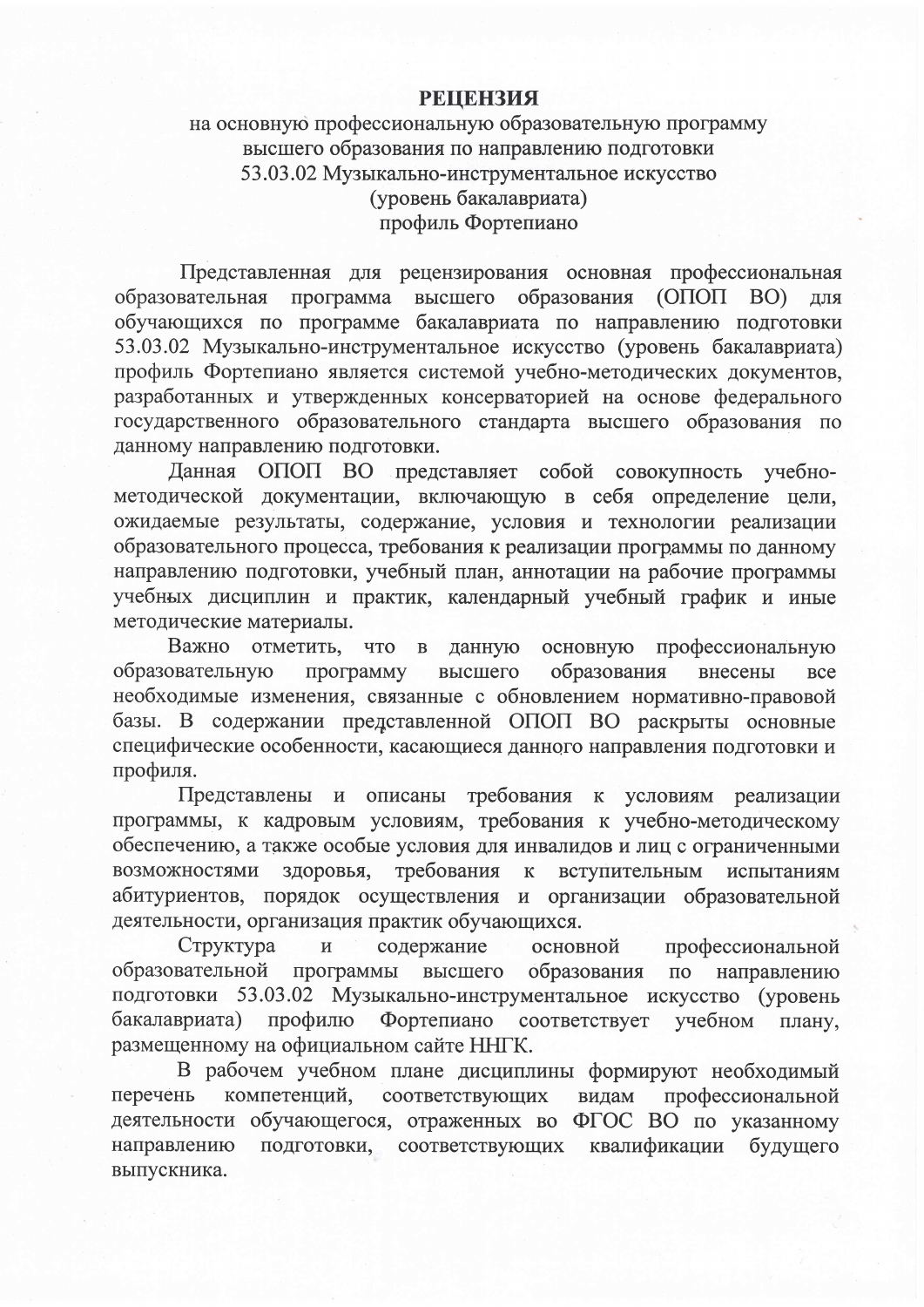# РЕЦЕНЗИЯ

на основную профессиональную образовательную программу
высшего образования по направлению подготовки
53.03.02 Музыкально-инструментальное искусство
(уровень бакалавриата)
профиль Фортепиано

Представленная для рецензирования основная профессиональная образовательная программа высшего образования (ОПОП ВО) для обучающихся по программе бакалавриата по направлению подготовки 53.03.02 Музыкально-инструментальное искусство (уровень бакалавриата) профиль Фортепиано является системой учебно-методических документов, разработанных и утвержденных консерваторией на основе федерального государственного образовательного стандарта высшего образования по данному направлению подготовки.

Данная ОПОП ВО представляет собой совокупность учебно-методической документации, включающую в себя определение цели, ожидаемые результаты, содержание, условия и технологии реализации образовательного процесса, требования к реализации программы по данному направлению подготовки, учебный план, аннотации на рабочие программы учебных дисциплин и практик, календарный учебный график и иные методические материалы.

Важно отметить, что в данную основную профессиональную образовательную программу высшего образования внесены все необходимые изменения, связанные с обновлением нормативно-правовой базы. В содержании представленной ОПОП ВО раскрыты основные специфические особенности, касающиеся данного направления подготовки и профиля.

Представлены и описаны требования к условиям реализации программы, к кадровым условиям, требования к учебно-методическому обеспечению, а также особые условия для инвалидов и лиц с ограниченными возможностями здоровья, требования к вступительным испытаниям абитуриентов, порядок осуществления и организации образовательной деятельности, организация практик обучающихся.

Структура и содержание основной профессиональной образовательной программы высшего образования по направлению подготовки 53.03.02 Музыкально-инструментальное искусство (уровень бакалавриата) профилю Фортепиано соответствует учебном плану, размещенному на официальном сайте ННГК.

В рабочем учебном плане дисциплины формируют необходимый перечень компетенций, соответствующих видам профессиональной деятельности обучающегося, отраженных во ФГОС ВО по указанному направлению подготовки, соответствующих квалификации будущего выпускника.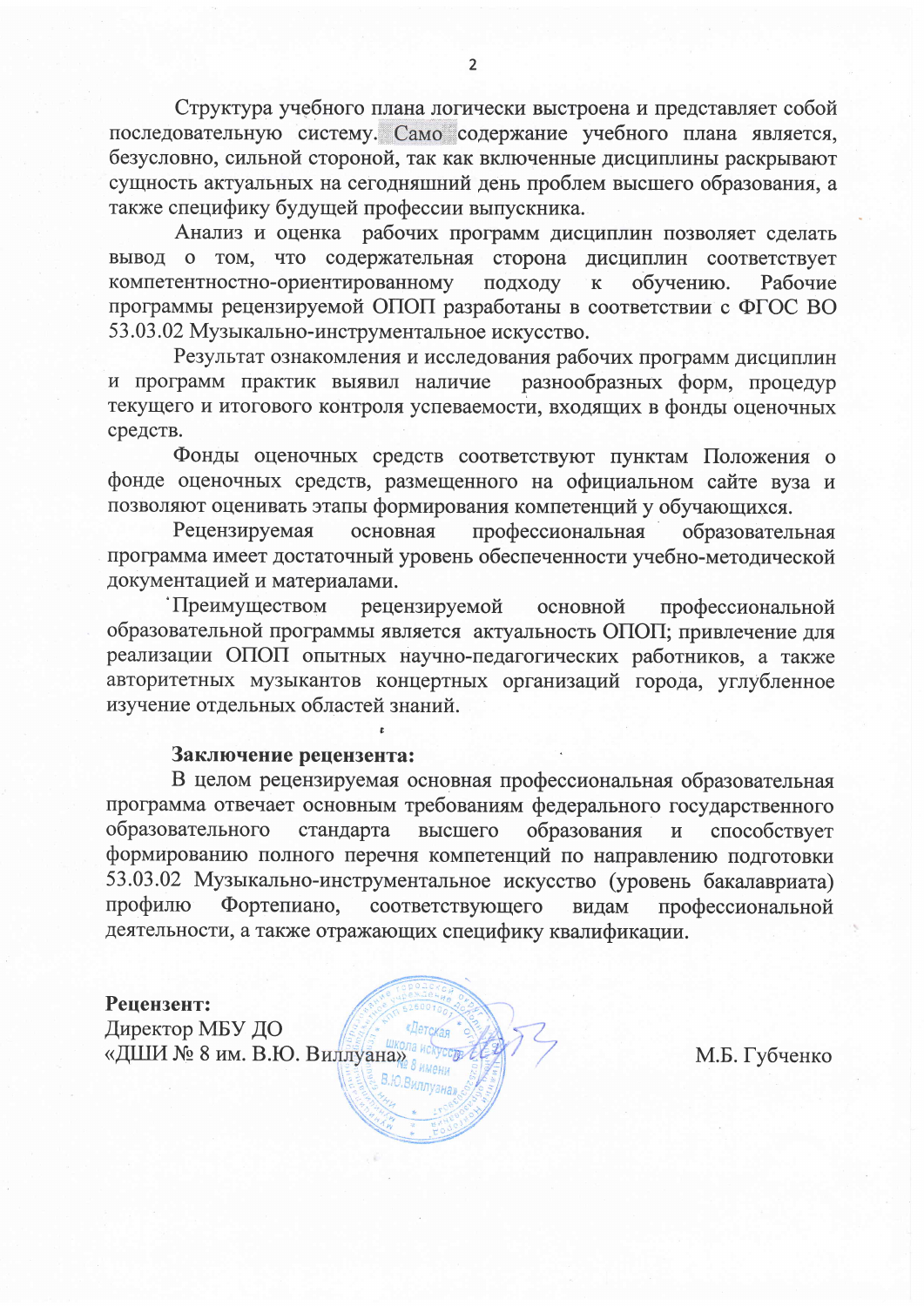Структура учебного плана логически выстроена и представляет собой последовательную систему. Само содержание учебного плана является, безусловно, сильной стороной, так как включенные дисциплины раскрывают сущность актуальных на сегодняшний день проблем высшего образования, а также специфику будущей профессии выпускника.

Анализ и оценка рабочих программ дисциплин позволяет сделать вывод о том, что содержательная сторона дисциплин соответствует компетентностно-ориентированному подходу к обучению. Рабочие программы рецензируемой ОПОП разработаны в соответствии с ФГОС ВО 53.03.02 Музыкально-инструментальное искусство.

Результат ознакомления и исследования рабочих программ дисциплин и программ практик выявил наличие разнообразных форм, процедур текущего и итогового контроля успеваемости, входящих в фонды оценочных средств.

Фонды оценочных средств соответствуют пунктам Положения о фонде оценочных средств, размещенного на официальном сайте вуза и позволяют оценивать этапы формирования компетенций у обучающихся.

Рецензируемая основная профессиональная образовательная программа имеет достаточный уровень обеспеченности учебно-методической документацией и материалами.

Преимуществом рецензируемой основной профессиональной образовательной программы является актуальность ОПОП; привлечение для реализации ОПОП опытных научно-педагогических работников, а также авторитетных музыкантов концертных организаций города, углубленное изучение отдельных областей знаний.

**Заключение рецензента:**

В целом рецензируемая основная профессиональная образовательная программа отвечает основным требованиям федерального государственного образовательного стандарта высшего образования и способствует формированию полного перечня компетенций по направлению подготовки 53.03.02 Музыкально-инструментальное искусство (уровень бакалавриата) профилю Фортепиано, соответствующего видам профессиональной деятельности, а также отражающих специфику квалификации.

**Рецензент:**
Директор МБУ ДО
«ДШИ № 8 им. В.Ю. Виллуана» М.Б. Губченко